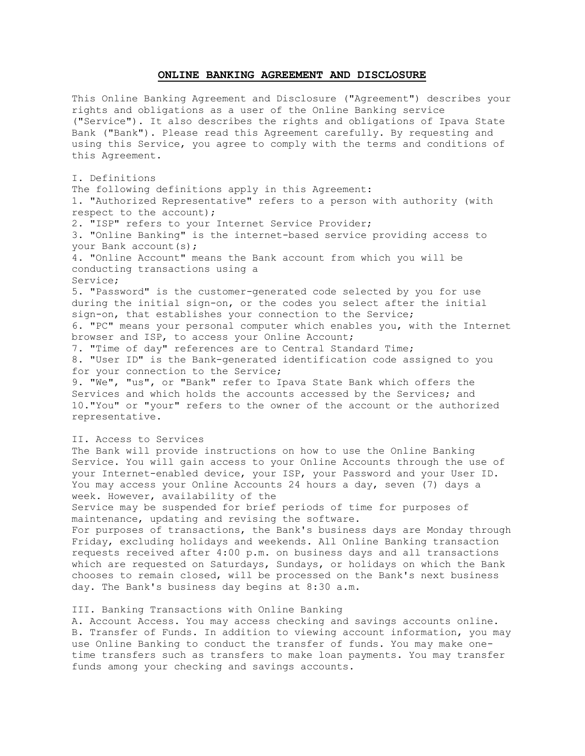# ONLINE BANKING AGREEMENT AND DISCLOSURE

This Online Banking Agreement and Disclosure ("Agreement") describes your rights and obligations as a user of the Online Banking service ("Service"). It also describes the rights and obligations of Ipava State Bank ("Bank"). Please read this Agreement carefully. By requesting and using this Service, you agree to comply with the terms and conditions of this Agreement.

## I. Definitions

The following definitions apply in this Agreement:

1. "Authorized Representative" refers to a person with authority (with respect to the account);
2. "ISP" refers to your Internet Service Provider;
3. "Online Banking" is the internet-based service providing access to your Bank account(s);
4. "Online Account" means the Bank account from which you will be conducting transactions using a Service;
5. "Password" is the customer-generated code selected by you for use during the initial sign-on, or the codes you select after the initial sign-on, that establishes your connection to the Service;
6. "PC" means your personal computer which enables you, with the Internet browser and ISP, to access your Online Account;
7. "Time of day" references are to Central Standard Time;
8. "User ID" is the Bank-generated identification code assigned to you for your connection to the Service;
9. "We", "us", or "Bank" refer to Ipava State Bank which offers the Services and which holds the accounts accessed by the Services; and
10. "You" or "your" refers to the owner of the account or the authorized representative.

## II. Access to Services

The Bank will provide instructions on how to use the Online Banking Service. You will gain access to your Online Accounts through the use of your Internet-enabled device, your ISP, your Password and your User ID. You may access your Online Accounts 24 hours a day, seven (7) days a week. However, availability of the Service may be suspended for brief periods of time for purposes of maintenance, updating and revising the software.

For purposes of transactions, the Bank's business days are Monday through Friday, excluding holidays and weekends. All Online Banking transaction requests received after 4:00 p.m. on business days and all transactions which are requested on Saturdays, Sundays, or holidays on which the Bank chooses to remain closed, will be processed on the Bank's next business day. The Bank's business day begins at 8:30 a.m.

## III. Banking Transactions with Online Banking

A. Account Access. You may access checking and savings accounts online.

B. Transfer of Funds. In addition to viewing account information, you may use Online Banking to conduct the transfer of funds. You may make one-time transfers such as transfers to make loan payments. You may transfer funds among your checking and savings accounts.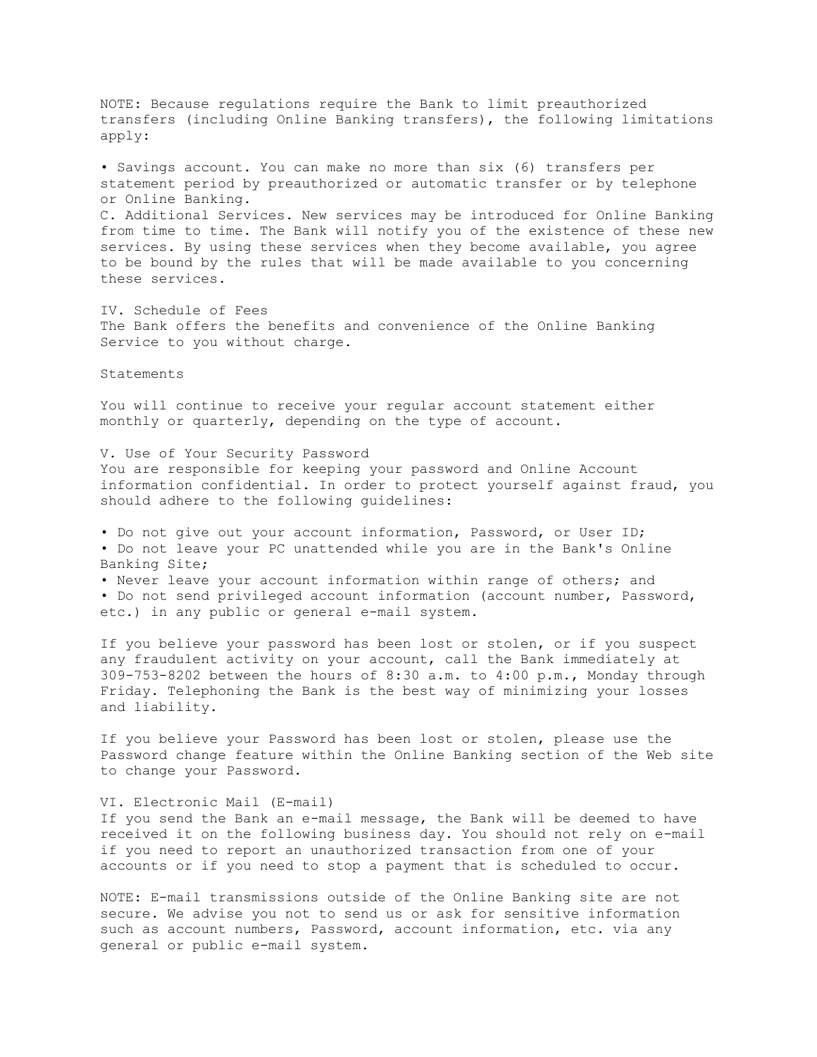NOTE: Because regulations require the Bank to limit preauthorized transfers (including Online Banking transfers), the following limitations apply:

- Savings account. You can make no more than six (6) transfers per statement period by preauthorized or automatic transfer or by telephone or Online Banking.

C. Additional Services. New services may be introduced for Online Banking from time to time. The Bank will notify you of the existence of these new services. By using these services when they become available, you agree to be bound by the rules that will be made available to you concerning these services.

## IV. Schedule of Fees

The Bank offers the benefits and convenience of the Online Banking Service to you without charge.

### Statements

You will continue to receive your regular account statement either monthly or quarterly, depending on the type of account.

## V. Use of Your Security Password

You are responsible for keeping your password and Online Account information confidential. In order to protect yourself against fraud, you should adhere to the following guidelines:

- Do not give out your account information, Password, or User ID;
- Do not leave your PC unattended while you are in the Bank's Online Banking Site;
- Never leave your account information within range of others; and
- Do not send privileged account information (account number, Password, etc.) in any public or general e-mail system.

If you believe your password has been lost or stolen, or if you suspect any fraudulent activity on your account, call the Bank immediately at 309-753-8202 between the hours of 8:30 a.m. to 4:00 p.m., Monday through Friday. Telephoning the Bank is the best way of minimizing your losses and liability.

If you believe your Password has been lost or stolen, please use the Password change feature within the Online Banking section of the Web site to change your Password.

## VI. Electronic Mail (E-mail)

If you send the Bank an e-mail message, the Bank will be deemed to have received it on the following business day. You should not rely on e-mail if you need to report an unauthorized transaction from one of your accounts or if you need to stop a payment that is scheduled to occur.

NOTE: E-mail transmissions outside of the Online Banking site are not secure. We advise you not to send us or ask for sensitive information such as account numbers, Password, account information, etc. via any general or public e-mail system.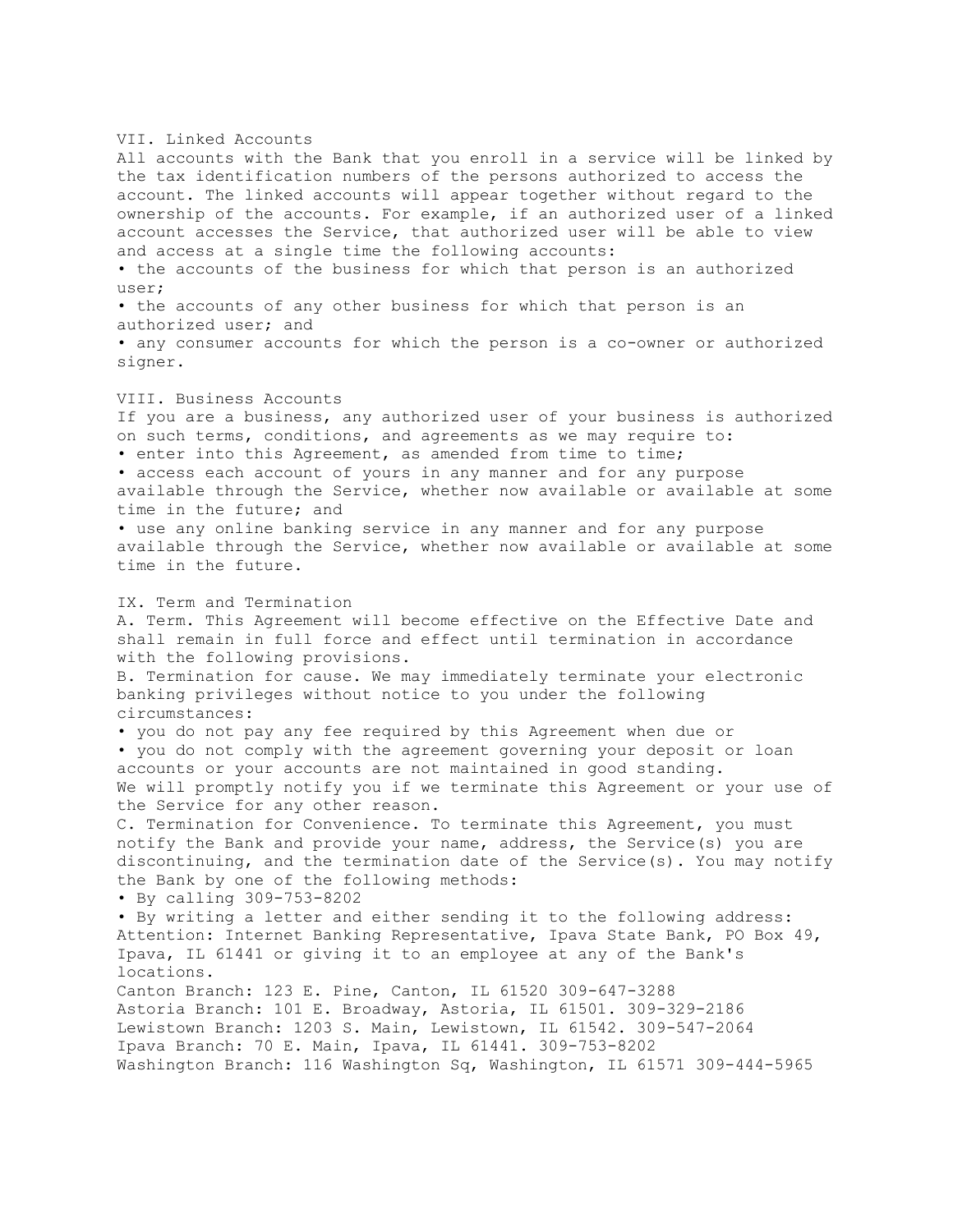## VII. Linked Accounts

All accounts with the Bank that you enroll in a service will be linked by the tax identification numbers of the persons authorized to access the account. The linked accounts will appear together without regard to the ownership of the accounts. For example, if an authorized user of a linked account accesses the Service, that authorized user will be able to view and access at a single time the following accounts:

- the accounts of the business for which that person is an authorized user;
- the accounts of any other business for which that person is an authorized user; and
- any consumer accounts for which the person is a co-owner or authorized signer.

## VIII. Business Accounts

If you are a business, any authorized user of your business is authorized on such terms, conditions, and agreements as we may require to:

- enter into this Agreement, as amended from time to time;
- access each account of yours in any manner and for any purpose available through the Service, whether now available or available at some time in the future; and
- use any online banking service in any manner and for any purpose available through the Service, whether now available or available at some time in the future.

## IX. Term and Termination

A. Term. This Agreement will become effective on the Effective Date and shall remain in full force and effect until termination in accordance with the following provisions.

B. Termination for cause. We may immediately terminate your electronic banking privileges without notice to you under the following circumstances:

- you do not pay any fee required by this Agreement when due or
- you do not comply with the agreement governing your deposit or loan accounts or your accounts are not maintained in good standing.

We will promptly notify you if we terminate this Agreement or your use of the Service for any other reason.

C. Termination for Convenience. To terminate this Agreement, you must notify the Bank and provide your name, address, the Service(s) you are discontinuing, and the termination date of the Service(s). You may notify the Bank by one of the following methods:

- By calling 309-753-8202
- By writing a letter and either sending it to the following address: Attention: Internet Banking Representative, Ipava State Bank, PO Box 49, Ipava, IL 61441 or giving it to an employee at any of the Bank's locations.

Canton Branch: 123 E. Pine, Canton, IL 61520 309-647-3288
Astoria Branch: 101 E. Broadway, Astoria, IL 61501. 309-329-2186
Lewistown Branch: 1203 S. Main, Lewistown, IL 61542. 309-547-2064
Ipava Branch: 70 E. Main, Ipava, IL 61441. 309-753-8202
Washington Branch: 116 Washington Sq, Washington, IL 61571 309-444-5965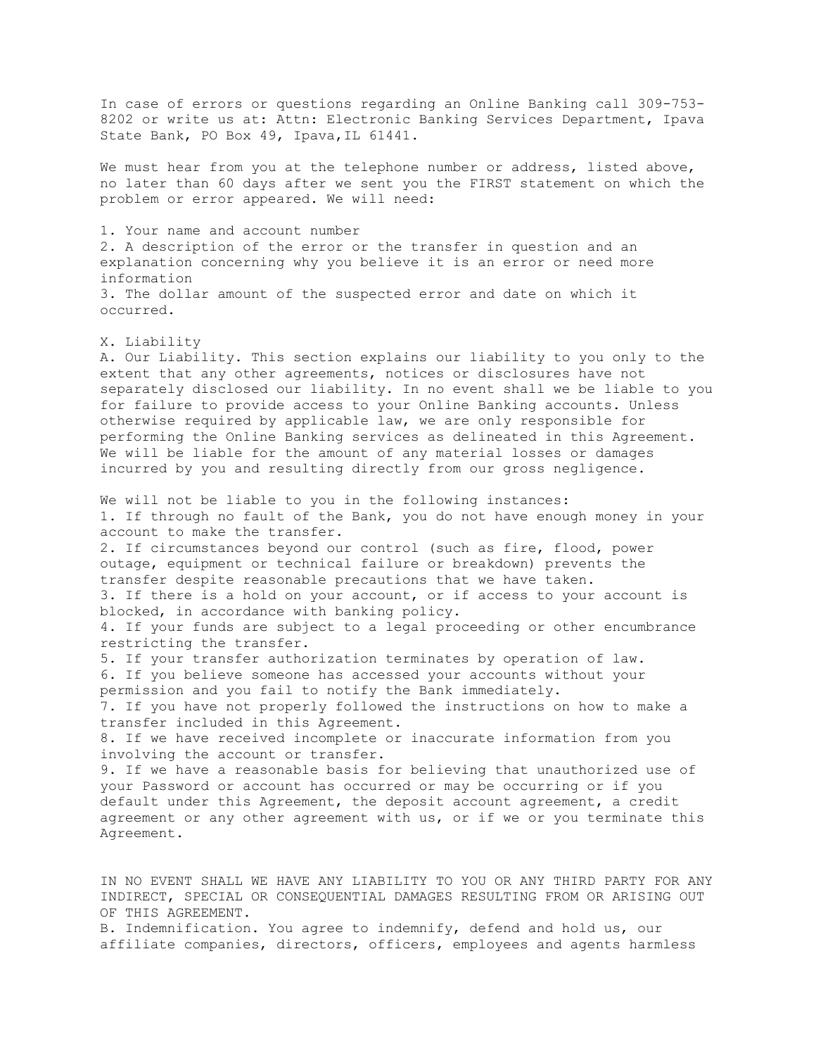In case of errors or questions regarding an Online Banking call 309-753-8202 or write us at: Attn: Electronic Banking Services Department, Ipava State Bank, PO Box 49, Ipava,IL 61441.

We must hear from you at the telephone number or address, listed above, no later than 60 days after we sent you the FIRST statement on which the problem or error appeared. We will need:

1. Your name and account number
2. A description of the error or the transfer in question and an explanation concerning why you believe it is an error or need more information
3. The dollar amount of the suspected error and date on which it occurred.

## X. Liability

A. Our Liability. This section explains our liability to you only to the extent that any other agreements, notices or disclosures have not separately disclosed our liability. In no event shall we be liable to you for failure to provide access to your Online Banking accounts. Unless otherwise required by applicable law, we are only responsible for performing the Online Banking services as delineated in this Agreement. We will be liable for the amount of any material losses or damages incurred by you and resulting directly from our gross negligence.

We will not be liable to you in the following instances:

1. If through no fault of the Bank, you do not have enough money in your account to make the transfer.
2. If circumstances beyond our control (such as fire, flood, power outage, equipment or technical failure or breakdown) prevents the transfer despite reasonable precautions that we have taken.
3. If there is a hold on your account, or if access to your account is blocked, in accordance with banking policy.
4. If your funds are subject to a legal proceeding or other encumbrance restricting the transfer.
5. If your transfer authorization terminates by operation of law.
6. If you believe someone has accessed your accounts without your permission and you fail to notify the Bank immediately.
7. If you have not properly followed the instructions on how to make a transfer included in this Agreement.
8. If we have received incomplete or inaccurate information from you involving the account or transfer.
9. If we have a reasonable basis for believing that unauthorized use of your Password or account has occurred or may be occurring or if you default under this Agreement, the deposit account agreement, a credit agreement or any other agreement with us, or if we or you terminate this Agreement.

IN NO EVENT SHALL WE HAVE ANY LIABILITY TO YOU OR ANY THIRD PARTY FOR ANY INDIRECT, SPECIAL OR CONSEQUENTIAL DAMAGES RESULTING FROM OR ARISING OUT OF THIS AGREEMENT.

B. Indemnification. You agree to indemnify, defend and hold us, our affiliate companies, directors, officers, employees and agents harmless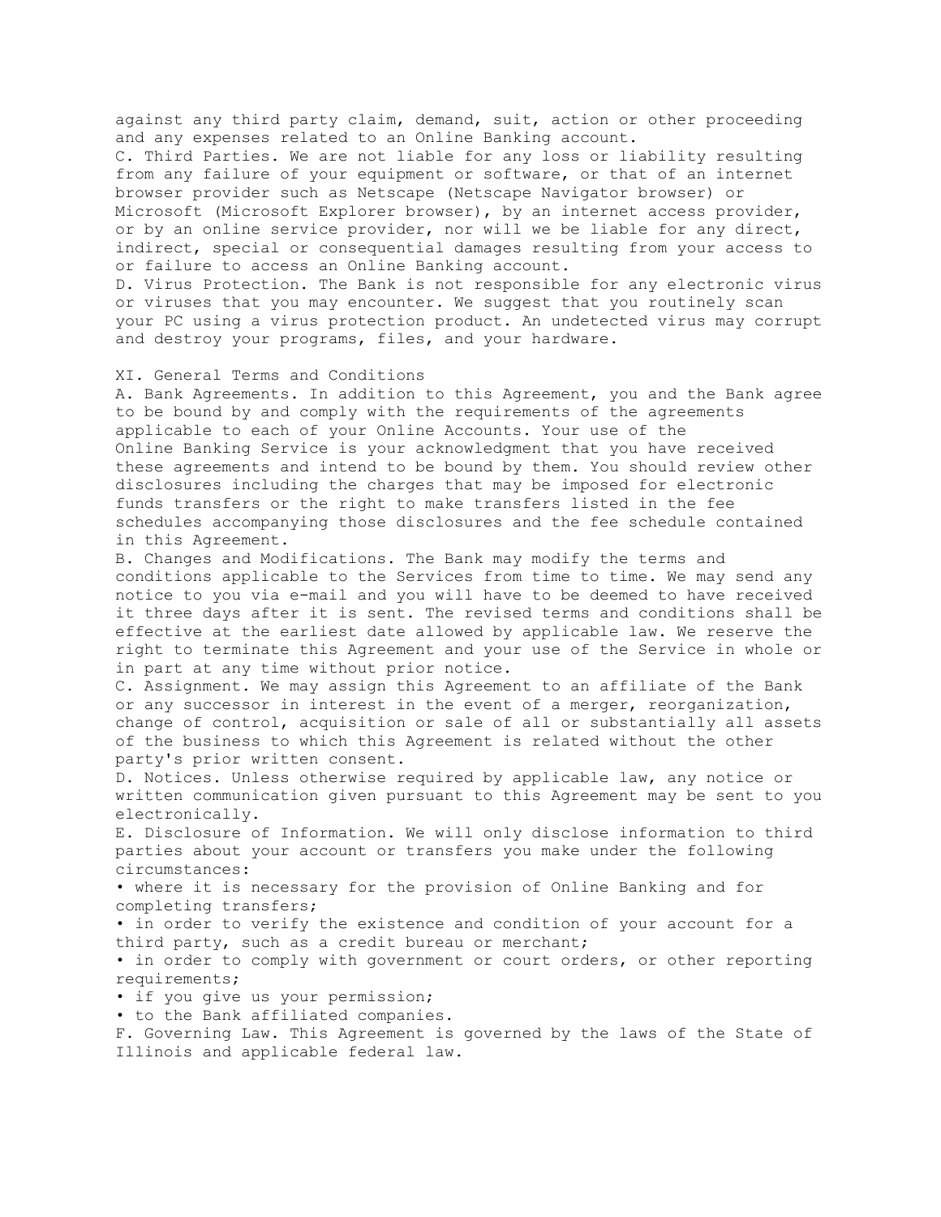against any third party claim, demand, suit, action or other proceeding and any expenses related to an Online Banking account.

C. Third Parties. We are not liable for any loss or liability resulting from any failure of your equipment or software, or that of an internet browser provider such as Netscape (Netscape Navigator browser) or Microsoft (Microsoft Explorer browser), by an internet access provider, or by an online service provider, nor will we be liable for any direct, indirect, special or consequential damages resulting from your access to or failure to access an Online Banking account.

D. Virus Protection. The Bank is not responsible for any electronic virus or viruses that you may encounter. We suggest that you routinely scan your PC using a virus protection product. An undetected virus may corrupt and destroy your programs, files, and your hardware.

## XI. General Terms and Conditions

A. Bank Agreements. In addition to this Agreement, you and the Bank agree to be bound by and comply with the requirements of the agreements applicable to each of your Online Accounts. Your use of the Online Banking Service is your acknowledgment that you have received these agreements and intend to be bound by them. You should review other disclosures including the charges that may be imposed for electronic funds transfers or the right to make transfers listed in the fee schedules accompanying those disclosures and the fee schedule contained in this Agreement.

B. Changes and Modifications. The Bank may modify the terms and conditions applicable to the Services from time to time. We may send any notice to you via e-mail and you will have to be deemed to have received it three days after it is sent. The revised terms and conditions shall be effective at the earliest date allowed by applicable law. We reserve the right to terminate this Agreement and your use of the Service in whole or in part at any time without prior notice.

C. Assignment. We may assign this Agreement to an affiliate of the Bank or any successor in interest in the event of a merger, reorganization, change of control, acquisition or sale of all or substantially all assets of the business to which this Agreement is related without the other party's prior written consent.

D. Notices. Unless otherwise required by applicable law, any notice or written communication given pursuant to this Agreement may be sent to you electronically.

E. Disclosure of Information. We will only disclose information to third parties about your account or transfers you make under the following circumstances:

- where it is necessary for the provision of Online Banking and for completing transfers;
- in order to verify the existence and condition of your account for a third party, such as a credit bureau or merchant;
- in order to comply with government or court orders, or other reporting requirements;
- if you give us your permission;
- to the Bank affiliated companies.

F. Governing Law. This Agreement is governed by the laws of the State of Illinois and applicable federal law.